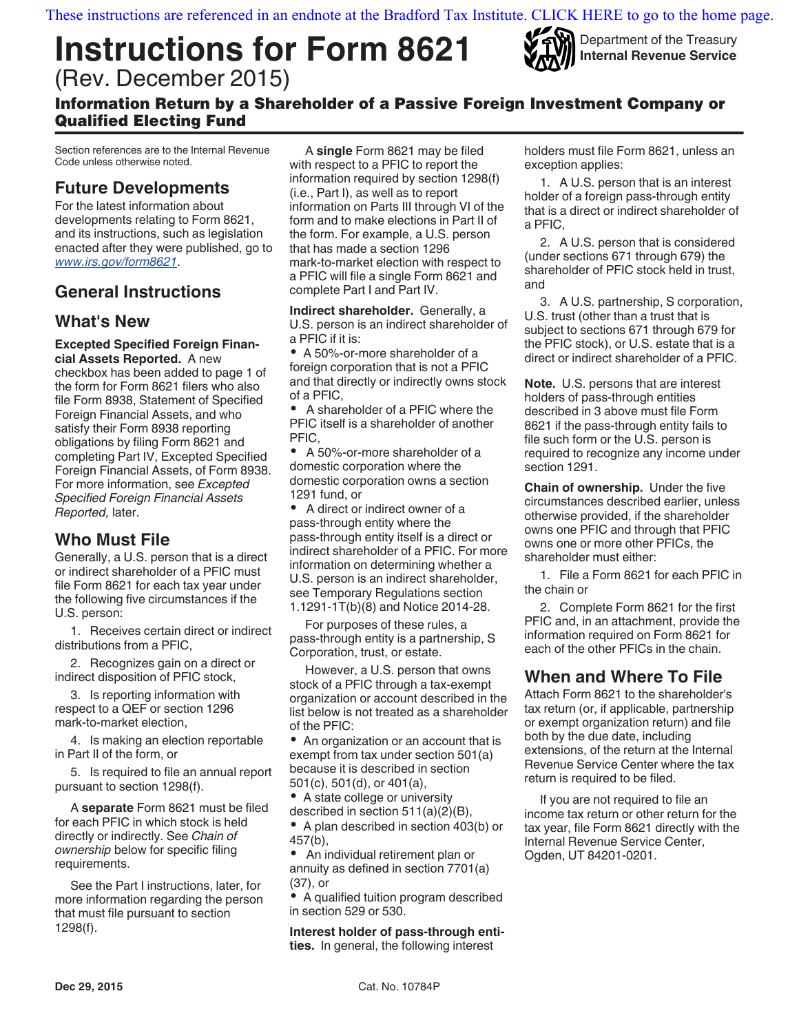These instructions are referenced in an endnote at the Bradford Tax Institute. CLICK HERE to go to the home page.

# Instructions for Form 8621

(Rev. December 2015)

Department of the Treasury
Internal Revenue Service

## Information Return by a Shareholder of a Passive Foreign Investment Company or Qualified Electing Fund

Section references are to the Internal Revenue Code unless otherwise noted.

## Future Developments

For the latest information about developments relating to Form 8621, and its instructions, such as legislation enacted after they were published, go to *www.irs.gov/form8621*.

## General Instructions

## What's New

**Excepted Specified Foreign Financial Assets Reported.** A new checkbox has been added to page 1 of the form for Form 8621 filers who also file Form 8938, Statement of Specified Foreign Financial Assets, and who satisfy their Form 8938 reporting obligations by filing Form 8621 and completing Part IV, Excepted Specified Foreign Financial Assets, of Form 8938. For more information, see *Excepted Specified Foreign Financial Assets Reported,* later.

## Who Must File

Generally, a U.S. person that is a direct or indirect shareholder of a PFIC must file Form 8621 for each tax year under the following five circumstances if the U.S. person:

1. Receives certain direct or indirect distributions from a PFIC,
2. Recognizes gain on a direct or indirect disposition of PFIC stock,
3. Is reporting information with respect to a QEF or section 1296 mark-to-market election,
4. Is making an election reportable in Part II of the form, or
5. Is required to file an annual report pursuant to section 1298(f).

A **separate** Form 8621 must be filed for each PFIC in which stock is held directly or indirectly. See *Chain of ownership* below for specific filing requirements.

See the Part I instructions, later, for more information regarding the person that must file pursuant to section 1298(f).

A **single** Form 8621 may be filed with respect to a PFIC to report the information required by section 1298(f) (i.e., Part I), as well as to report information on Parts III through VI of the form and to make elections in Part II of the form. For example, a U.S. person that has made a section 1296 mark-to-market election with respect to a PFIC will file a single Form 8621 and complete Part I and Part IV.

**Indirect shareholder.** Generally, a U.S. person is an indirect shareholder of a PFIC if it is:

- A 50%-or-more shareholder of a foreign corporation that is not a PFIC and that directly or indirectly owns stock of a PFIC,
- A shareholder of a PFIC where the PFIC itself is a shareholder of another PFIC,
- A 50%-or-more shareholder of a domestic corporation where the domestic corporation owns a section 1291 fund, or
- A direct or indirect owner of a pass-through entity where the pass-through entity itself is a direct or indirect shareholder of a PFIC. For more information on determining whether a U.S. person is an indirect shareholder, see Temporary Regulations section 1.1291-1T(b)(8) and Notice 2014-28.

For purposes of these rules, a pass-through entity is a partnership, S Corporation, trust, or estate.

However, a U.S. person that owns stock of a PFIC through a tax-exempt organization or account described in the list below is not treated as a shareholder of the PFIC:

- An organization or an account that is exempt from tax under section 501(a) because it is described in section 501(c), 501(d), or 401(a),
- A state college or university described in section 511(a)(2)(B),
- A plan described in section 403(b) or 457(b),
- An individual retirement plan or annuity as defined in section 7701(a)(37), or
- A qualified tuition program described in section 529 or 530.

**Interest holder of pass-through entities.** In general, the following interest holders must file Form 8621, unless an exception applies:

1. A U.S. person that is an interest holder of a foreign pass-through entity that is a direct or indirect shareholder of a PFIC,
2. A U.S. person that is considered (under sections 671 through 679) the shareholder of PFIC stock held in trust, and
3. A U.S. partnership, S corporation, U.S. trust (other than a trust that is subject to sections 671 through 679 for the PFIC stock), or U.S. estate that is a direct or indirect shareholder of a PFIC.

**Note.** U.S. persons that are interest holders of pass-through entities described in 3 above must file Form 8621 if the pass-through entity fails to file such form or the U.S. person is required to recognize any income under section 1291.

**Chain of ownership.** Under the five circumstances described earlier, unless otherwise provided, if the shareholder owns one PFIC and through that PFIC owns one or more other PFICs, the shareholder must either:

1. File a Form 8621 for each PFIC in the chain or
2. Complete Form 8621 for the first PFIC and, in an attachment, provide the information required on Form 8621 for each of the other PFICs in the chain.

## When and Where To File

Attach Form 8621 to the shareholder's tax return (or, if applicable, partnership or exempt organization return) and file both by the due date, including extensions, of the return at the Internal Revenue Service Center where the tax return is required to be filed.

If you are not required to file an income tax return or other return for the tax year, file Form 8621 directly with the Internal Revenue Service Center, Ogden, UT 84201-0201.

Dec 29, 2015 Cat. No. 10784P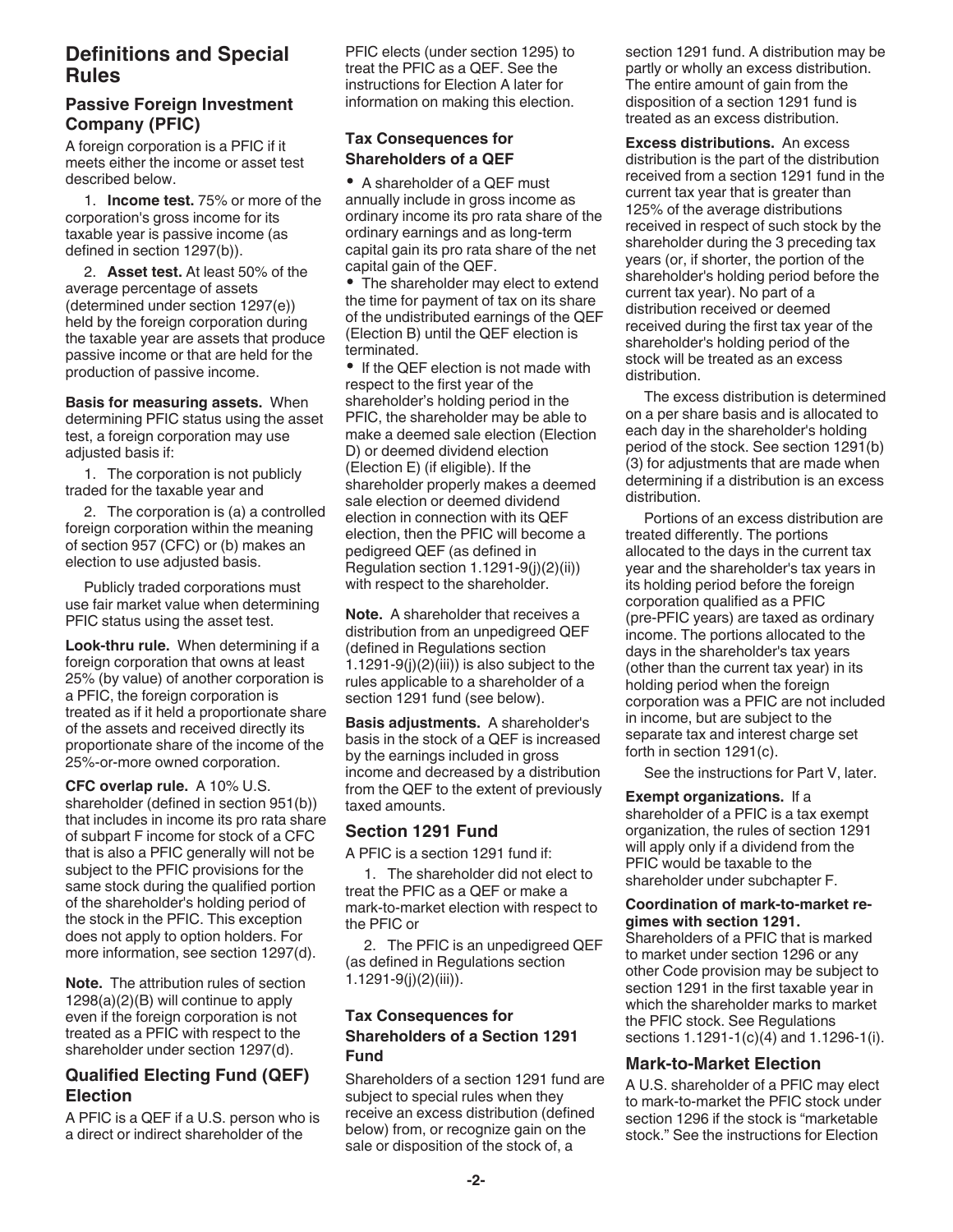## Definitions and Special Rules

### Passive Foreign Investment Company (PFIC)

A foreign corporation is a PFIC if it meets either the income or asset test described below.

1. **Income test.** 75% or more of the corporation's gross income for its taxable year is passive income (as defined in section 1297(b)).

2. **Asset test.** At least 50% of the average percentage of assets (determined under section 1297(e)) held by the foreign corporation during the taxable year are assets that produce passive income or that are held for the production of passive income.

**Basis for measuring assets.** When determining PFIC status using the asset test, a foreign corporation may use adjusted basis if:

1. The corporation is not publicly traded for the taxable year and

2. The corporation is (a) a controlled foreign corporation within the meaning of section 957 (CFC) or (b) makes an election to use adjusted basis.

Publicly traded corporations must use fair market value when determining PFIC status using the asset test.

**Look-thru rule.** When determining if a foreign corporation that owns at least 25% (by value) of another corporation is a PFIC, the foreign corporation is treated as if it held a proportionate share of the assets and received directly its proportionate share of the income of the 25%-or-more owned corporation.

**CFC overlap rule.** A 10% U.S. shareholder (defined in section 951(b)) that includes in income its pro rata share of subpart F income for stock of a CFC that is also a PFIC generally will not be subject to the PFIC provisions for the same stock during the qualified portion of the shareholder's holding period of the stock in the PFIC. This exception does not apply to option holders. For more information, see section 1297(d).

**Note.** The attribution rules of section 1298(a)(2)(B) will continue to apply even if the foreign corporation is not treated as a PFIC with respect to the shareholder under section 1297(d).

### Qualified Electing Fund (QEF) Election

A PFIC is a QEF if a U.S. person who is a direct or indirect shareholder of the PFIC elects (under section 1295) to treat the PFIC as a QEF. See the instructions for Election A later for information on making this election.

#### Tax Consequences for Shareholders of a QEF

- A shareholder of a QEF must annually include in gross income as ordinary income its pro rata share of the ordinary earnings and as long-term capital gain its pro rata share of the net capital gain of the QEF.
- The shareholder may elect to extend the time for payment of tax on its share of the undistributed earnings of the QEF (Election B) until the QEF election is terminated.
- If the QEF election is not made with respect to the first year of the shareholder's holding period in the PFIC, the shareholder may be able to make a deemed sale election (Election D) or deemed dividend election (Election E) (if eligible). If the shareholder properly makes a deemed sale election or deemed dividend election in connection with its QEF election, then the PFIC will become a pedigreed QEF (as defined in Regulation section 1.1291-9(j)(2)(ii)) with respect to the shareholder.

**Note.** A shareholder that receives a distribution from an unpedigreed QEF (defined in Regulations section 1.1291-9(j)(2)(iii)) is also subject to the rules applicable to a shareholder of a section 1291 fund (see below).

**Basis adjustments.** A shareholder's basis in the stock of a QEF is increased by the earnings included in gross income and decreased by a distribution from the QEF to the extent of previously taxed amounts.

### Section 1291 Fund

A PFIC is a section 1291 fund if:

1. The shareholder did not elect to treat the PFIC as a QEF or make a mark-to-market election with respect to the PFIC or

2. The PFIC is an unpedigreed QEF (as defined in Regulations section 1.1291-9(j)(2)(iii)).

#### Tax Consequences for Shareholders of a Section 1291 Fund

Shareholders of a section 1291 fund are subject to special rules when they receive an excess distribution (defined below) from, or recognize gain on the sale or disposition of the stock of, a section 1291 fund. A distribution may be partly or wholly an excess distribution. The entire amount of gain from the disposition of a section 1291 fund is treated as an excess distribution.

**Excess distributions.** An excess distribution is the part of the distribution received from a section 1291 fund in the current tax year that is greater than 125% of the average distributions received in respect of such stock by the shareholder during the 3 preceding tax years (or, if shorter, the portion of the shareholder's holding period before the current tax year). No part of a distribution received or deemed received during the first tax year of the shareholder's holding period of the stock will be treated as an excess distribution.

The excess distribution is determined on a per share basis and is allocated to each day in the shareholder's holding period of the stock. See section 1291(b)(3) for adjustments that are made when determining if a distribution is an excess distribution.

Portions of an excess distribution are treated differently. The portions allocated to the days in the current tax year and the shareholder's tax years in its holding period before the foreign corporation qualified as a PFIC (pre-PFIC years) are taxed as ordinary income. The portions allocated to the days in the shareholder's tax years (other than the current tax year) in its holding period when the foreign corporation was a PFIC are not included in income, but are subject to the separate tax and interest charge set forth in section 1291(c).

See the instructions for Part V, later.

**Exempt organizations.** If a shareholder of a PFIC is a tax exempt organization, the rules of section 1291 will apply only if a dividend from the PFIC would be taxable to the shareholder under subchapter F.

**Coordination of mark-to-market regimes with section 1291.** Shareholders of a PFIC that is marked to market under section 1296 or any other Code provision may be subject to section 1291 in the first taxable year in which the shareholder marks to market the PFIC stock. See Regulations sections 1.1291-1(c)(4) and 1.1296-1(i).

### Mark-to-Market Election

A U.S. shareholder of a PFIC may elect to mark-to-market the PFIC stock under section 1296 if the stock is "marketable stock." See the instructions for Election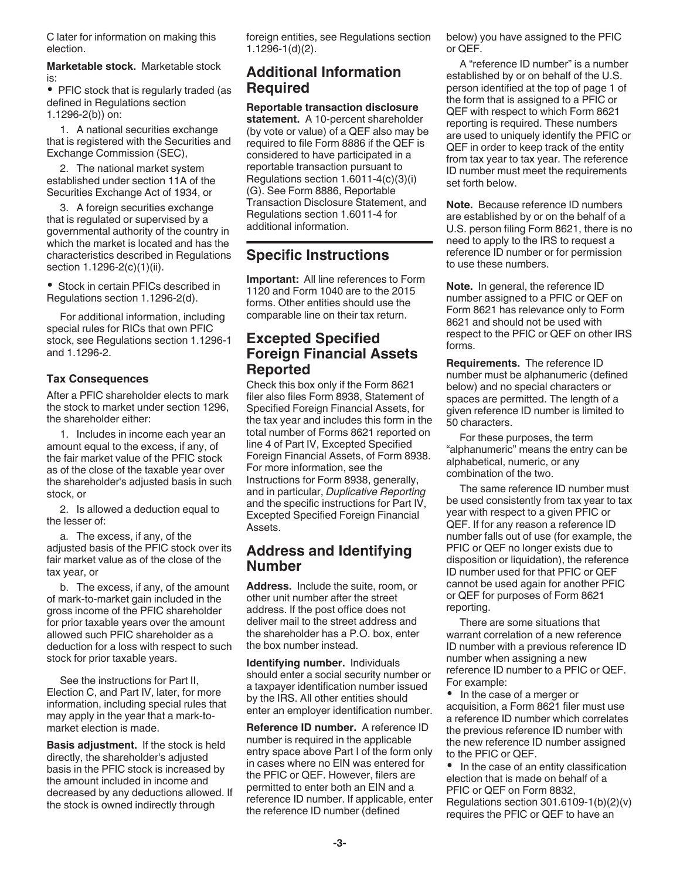C later for information on making this election.

**Marketable stock.** Marketable stock is:

- PFIC stock that is regularly traded (as defined in Regulations section 1.1296-2(b)) on:

  1. A national securities exchange that is registered with the Securities and Exchange Commission (SEC),

  2. The national market system established under section 11A of the Securities Exchange Act of 1934, or

  3. A foreign securities exchange that is regulated or supervised by a governmental authority of the country in which the market is located and has the characteristics described in Regulations section 1.1296-2(c)(1)(ii).

- Stock in certain PFICs described in Regulations section 1.1296-2(d).

For additional information, including special rules for RICs that own PFIC stock, see Regulations section 1.1296-1 and 1.1296-2.

### Tax Consequences

After a PFIC shareholder elects to mark the stock to market under section 1296, the shareholder either:

1. Includes in income each year an amount equal to the excess, if any, of the fair market value of the PFIC stock as of the close of the taxable year over the shareholder's adjusted basis in such stock, or

2. Is allowed a deduction equal to the lesser of:

   a. The excess, if any, of the adjusted basis of the PFIC stock over its fair market value as of the close of the tax year, or

   b. The excess, if any, of the amount of mark-to-market gain included in the gross income of the PFIC shareholder for prior taxable years over the amount allowed such PFIC shareholder as a deduction for a loss with respect to such stock for prior taxable years.

See the instructions for Part II, Election C, and Part IV, later, for more information, including special rules that may apply in the year that a mark-to-market election is made.

**Basis adjustment.** If the stock is held directly, the shareholder's adjusted basis in the PFIC stock is increased by the amount included in income and decreased by any deductions allowed. If the stock is owned indirectly through foreign entities, see Regulations section 1.1296-1(d)(2).

## Additional Information Required

**Reportable transaction disclosure statement.** A 10-percent shareholder (by vote or value) of a QEF also may be required to file Form 8886 if the QEF is considered to have participated in a reportable transaction pursuant to Regulations section 1.6011-4(c)(3)(i)(G). See Form 8886, Reportable Transaction Disclosure Statement, and Regulations section 1.6011-4 for additional information.

# Specific Instructions

**Important:** All line references to Form 1120 and Form 1040 are to the 2015 forms. Other entities should use the comparable line on their tax return.

## Excepted Specified Foreign Financial Assets Reported

Check this box only if the Form 8621 filer also files Form 8938, Statement of Specified Foreign Financial Assets, for the tax year and includes this form in the total number of Forms 8621 reported on line 4 of Part IV, Excepted Specified Foreign Financial Assets, of Form 8938. For more information, see the Instructions for Form 8938, generally, and in particular, *Duplicative Reporting* and the specific instructions for Part IV, Excepted Specified Foreign Financial Assets.

## Address and Identifying Number

**Address.** Include the suite, room, or other unit number after the street address. If the post office does not deliver mail to the street address and the shareholder has a P.O. box, enter the box number instead.

**Identifying number.** Individuals should enter a social security number or a taxpayer identification number issued by the IRS. All other entities should enter an employer identification number.

**Reference ID number.** A reference ID number is required in the applicable entry space above Part I of the form only in cases where no EIN was entered for the PFIC or QEF. However, filers are permitted to enter both an EIN and a reference ID number. If applicable, enter the reference ID number (defined below) you have assigned to the PFIC or QEF.

A "reference ID number" is a number established by or on behalf of the U.S. person identified at the top of page 1 of the form that is assigned to a PFIC or QEF with respect to which Form 8621 reporting is required. These numbers are used to uniquely identify the PFIC or QEF in order to keep track of the entity from tax year to tax year. The reference ID number must meet the requirements set forth below.

**Note.** Because reference ID numbers are established by or on the behalf of a U.S. person filing Form 8621, there is no need to apply to the IRS to request a reference ID number or for permission to use these numbers.

**Note.** In general, the reference ID number assigned to a PFIC or QEF on Form 8621 has relevance only to Form 8621 and should not be used with respect to the PFIC or QEF on other IRS forms.

**Requirements.** The reference ID number must be alphanumeric (defined below) and no special characters or spaces are permitted. The length of a given reference ID number is limited to 50 characters.

For these purposes, the term "alphanumeric" means the entry can be alphabetical, numeric, or any combination of the two.

The same reference ID number must be used consistently from tax year to tax year with respect to a given PFIC or QEF. If for any reason a reference ID number falls out of use (for example, the PFIC or QEF no longer exists due to disposition or liquidation), the reference ID number used for that PFIC or QEF cannot be used again for another PFIC or QEF for purposes of Form 8621 reporting.

There are some situations that warrant correlation of a new reference ID number with a previous reference ID number when assigning a new reference ID number to a PFIC or QEF. For example:

- In the case of a merger or acquisition, a Form 8621 filer must use a reference ID number which correlates the previous reference ID number with the new reference ID number assigned to the PFIC or QEF.
- In the case of an entity classification election that is made on behalf of a PFIC or QEF on Form 8832, Regulations section 301.6109-1(b)(2)(v) requires the PFIC or QEF to have an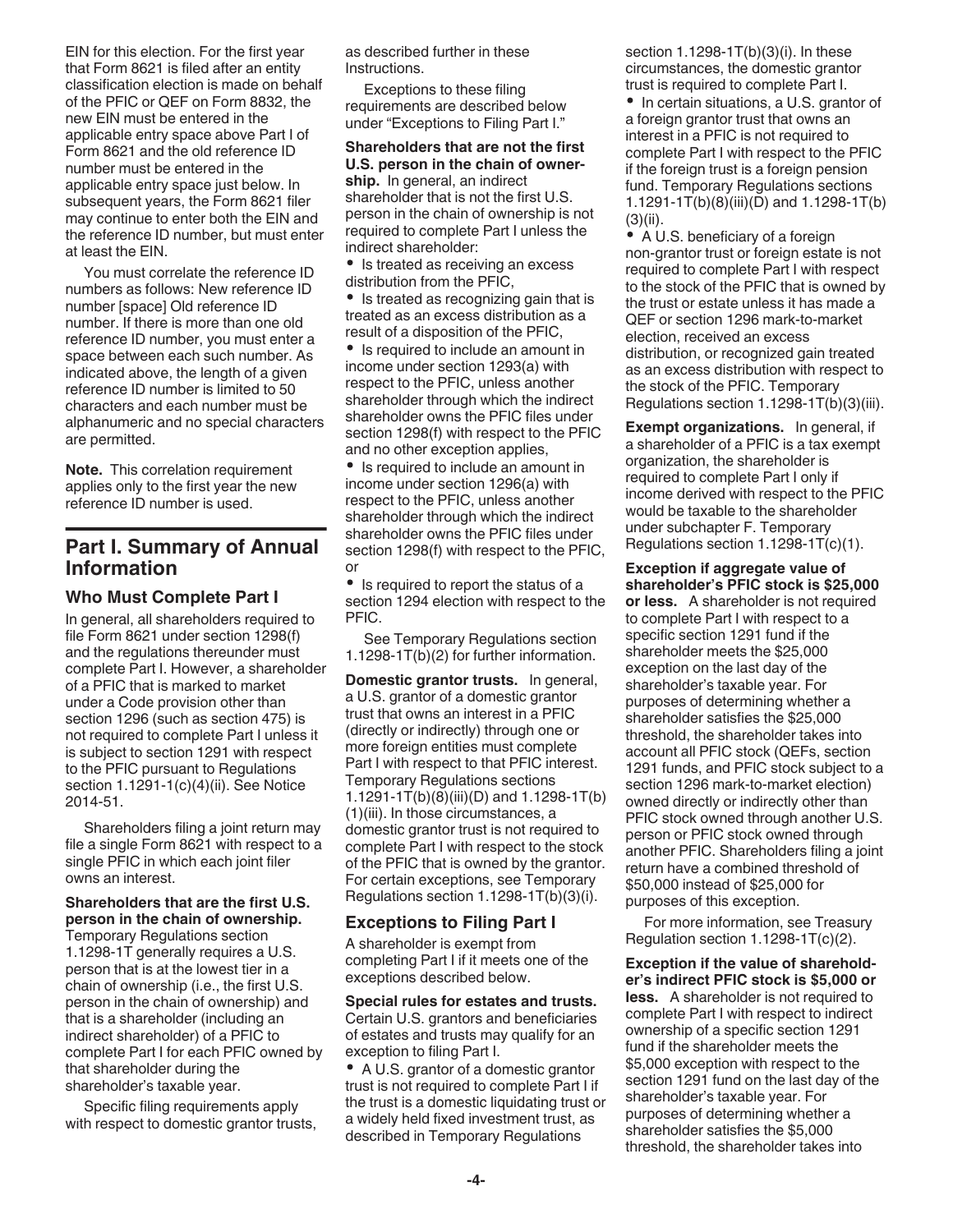EIN for this election. For the first year that Form 8621 is filed after an entity classification election is made on behalf of the PFIC or QEF on Form 8832, the new EIN must be entered in the applicable entry space above Part I of Form 8621 and the old reference ID number must be entered in the applicable entry space just below. In subsequent years, the Form 8621 filer may continue to enter both the EIN and the reference ID number, but must enter at least the EIN.

You must correlate the reference ID numbers as follows: New reference ID number [space] Old reference ID number. If there is more than one old reference ID number, you must enter a space between each such number. As indicated above, the length of a given reference ID number is limited to 50 characters and each number must be alphanumeric and no special characters are permitted.

**Note.** This correlation requirement applies only to the first year the new reference ID number is used.

## Part I. Summary of Annual Information

### Who Must Complete Part I

In general, all shareholders required to file Form 8621 under section 1298(f) and the regulations thereunder must complete Part I. However, a shareholder of a PFIC that is marked to market under a Code provision other than section 1296 (such as section 475) is not required to complete Part I unless it is subject to section 1291 with respect to the PFIC pursuant to Regulations section 1.1291-1(c)(4)(ii). See Notice 2014-51.

Shareholders filing a joint return may file a single Form 8621 with respect to a single PFIC in which each joint filer owns an interest.

**Shareholders that are the first U.S. person in the chain of ownership.** Temporary Regulations section 1.1298-1T generally requires a U.S. person that is at the lowest tier in a chain of ownership (i.e., the first U.S. person in the chain of ownership) and that is a shareholder (including an indirect shareholder) of a PFIC to complete Part I for each PFIC owned by that shareholder during the shareholder's taxable year.

Specific filing requirements apply with respect to domestic grantor trusts, as described further in these Instructions.

Exceptions to these filing requirements are described below under "Exceptions to Filing Part I."

**Shareholders that are not the first U.S. person in the chain of ownership.** In general, an indirect shareholder that is not the first U.S. person in the chain of ownership is not required to complete Part I unless the indirect shareholder:

- Is treated as receiving an excess distribution from the PFIC,
- Is treated as recognizing gain that is treated as an excess distribution as a result of a disposition of the PFIC,
- Is required to include an amount in income under section 1293(a) with respect to the PFIC, unless another shareholder through which the indirect shareholder owns the PFIC files under section 1298(f) with respect to the PFIC and no other exception applies,
- Is required to include an amount in income under section 1296(a) with respect to the PFIC, unless another shareholder through which the indirect shareholder owns the PFIC files under section 1298(f) with respect to the PFIC, or
- Is required to report the status of a section 1294 election with respect to the PFIC.

See Temporary Regulations section 1.1298-1T(b)(2) for further information.

**Domestic grantor trusts.** In general, a U.S. grantor of a domestic grantor trust that owns an interest in a PFIC (directly or indirectly) through one or more foreign entities must complete Part I with respect to that PFIC interest. Temporary Regulations sections 1.1291-1T(b)(8)(iii)(D) and 1.1298-1T(b)(1)(iii). In those circumstances, a domestic grantor trust is not required to complete Part I with respect to the stock of the PFIC that is owned by the grantor. For certain exceptions, see Temporary Regulations section 1.1298-1T(b)(3)(i).

### Exceptions to Filing Part I

A shareholder is exempt from completing Part I if it meets one of the exceptions described below.

**Special rules for estates and trusts.** Certain U.S. grantors and beneficiaries of estates and trusts may qualify for an exception to filing Part I.

- A U.S. grantor of a domestic grantor trust is not required to complete Part I if the trust is a domestic liquidating trust or a widely held fixed investment trust, as described in Temporary Regulations section 1.1298-1T(b)(3)(i). In these circumstances, the domestic grantor trust is required to complete Part I.
- In certain situations, a U.S. grantor of a foreign grantor trust that owns an interest in a PFIC is not required to complete Part I with respect to the PFIC if the foreign trust is a foreign pension fund. Temporary Regulations sections 1.1291-1T(b)(8)(iii)(D) and 1.1298-1T(b)(3)(ii).
- A U.S. beneficiary of a foreign non-grantor trust or foreign estate is not required to complete Part I with respect to the stock of the PFIC that is owned by the trust or estate unless it has made a QEF or section 1296 mark-to-market election, received an excess distribution, or recognized gain treated as an excess distribution with respect to the stock of the PFIC. Temporary Regulations section 1.1298-1T(b)(3)(iii).

**Exempt organizations.** In general, if a shareholder of a PFIC is a tax exempt organization, the shareholder is required to complete Part I only if income derived with respect to the PFIC would be taxable to the shareholder under subchapter F. Temporary Regulations section 1.1298-1T(c)(1).

**Exception if aggregate value of shareholder's PFIC stock is $25,000 or less.** A shareholder is not required to complete Part I with respect to a specific section 1291 fund if the shareholder meets the $25,000 exception on the last day of the shareholder's taxable year. For purposes of determining whether a shareholder satisfies the $25,000 threshold, the shareholder takes into account all PFIC stock (QEFs, section 1291 funds, and PFIC stock subject to a section 1296 mark-to-market election) owned directly or indirectly other than PFIC stock owned through another U.S. person or PFIC stock owned through another PFIC. Shareholders filing a joint return have a combined threshold of $50,000 instead of $25,000 for purposes of this exception.

For more information, see Treasury Regulation section 1.1298-1T(c)(2).

**Exception if the value of shareholder's indirect PFIC stock is $5,000 or less.** A shareholder is not required to complete Part I with respect to indirect ownership of a specific section 1291 fund if the shareholder meets the $5,000 exception with respect to the section 1291 fund on the last day of the shareholder's taxable year. For purposes of determining whether a shareholder satisfies the $5,000 threshold, the shareholder takes into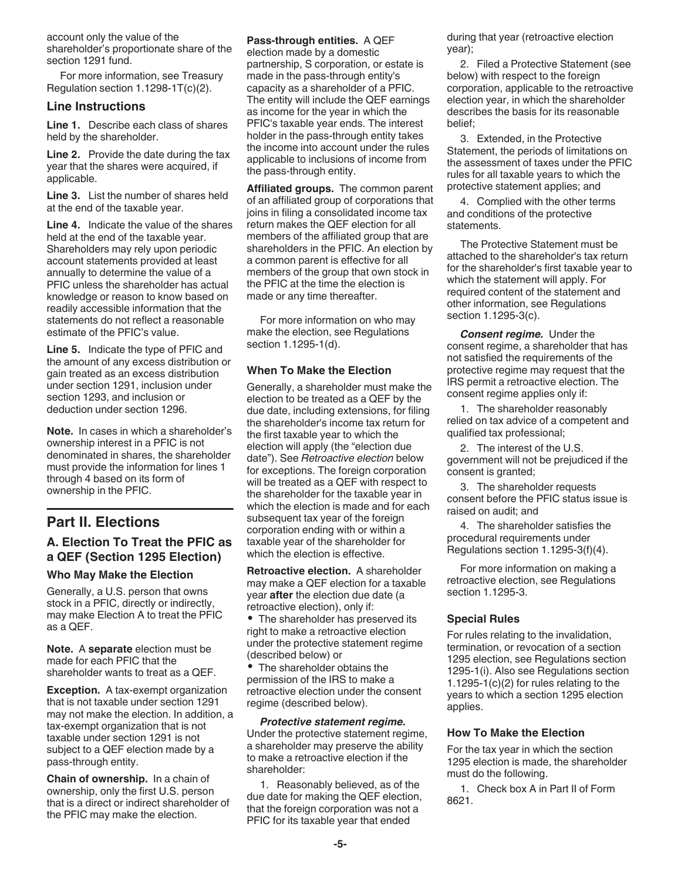account only the value of the shareholder's proportionate share of the section 1291 fund.

For more information, see Treasury Regulation section 1.1298-1T(c)(2).

### Line Instructions

**Line 1.** Describe each class of shares held by the shareholder.

**Line 2.** Provide the date during the tax year that the shares were acquired, if applicable.

**Line 3.** List the number of shares held at the end of the taxable year.

**Line 4.** Indicate the value of the shares held at the end of the taxable year. Shareholders may rely upon periodic account statements provided at least annually to determine the value of a PFIC unless the shareholder has actual knowledge or reason to know based on readily accessible information that the statements do not reflect a reasonable estimate of the PFIC's value.

**Line 5.** Indicate the type of PFIC and the amount of any excess distribution or gain treated as an excess distribution under section 1291, inclusion under section 1293, and inclusion or deduction under section 1296.

**Note.** In cases in which a shareholder's ownership interest in a PFIC is not denominated in shares, the shareholder must provide the information for lines 1 through 4 based on its form of ownership in the PFIC.

## Part II. Elections

### A. Election To Treat the PFIC as a QEF (Section 1295 Election)

#### Who May Make the Election

Generally, a U.S. person that owns stock in a PFIC, directly or indirectly, may make Election A to treat the PFIC as a QEF.

**Note.** A **separate** election must be made for each PFIC that the shareholder wants to treat as a QEF.

**Exception.** A tax-exempt organization that is not taxable under section 1291 may not make the election. In addition, a tax-exempt organization that is not taxable under section 1291 is not subject to a QEF election made by a pass-through entity.

**Chain of ownership.** In a chain of ownership, only the first U.S. person that is a direct or indirect shareholder of the PFIC may make the election.

**Pass-through entities.** A QEF election made by a domestic partnership, S corporation, or estate is made in the pass-through entity's capacity as a shareholder of a PFIC. The entity will include the QEF earnings as income for the year in which the PFIC's taxable year ends. The interest holder in the pass-through entity takes the income into account under the rules applicable to inclusions of income from the pass-through entity.

**Affiliated groups.** The common parent of an affiliated group of corporations that joins in filing a consolidated income tax return makes the QEF election for all members of the affiliated group that are shareholders in the PFIC. An election by a common parent is effective for all members of the group that own stock in the PFIC at the time the election is made or any time thereafter.

For more information on who may make the election, see Regulations section 1.1295-1(d).

#### When To Make the Election

Generally, a shareholder must make the election to be treated as a QEF by the due date, including extensions, for filing the shareholder's income tax return for the first taxable year to which the election will apply (the "election due date"). See *Retroactive election* below for exceptions. The foreign corporation will be treated as a QEF with respect to the shareholder for the taxable year in which the election is made and for each subsequent tax year of the foreign corporation ending with or within a taxable year of the shareholder for which the election is effective.

**Retroactive election.** A shareholder may make a QEF election for a taxable year **after** the election due date (a retroactive election), only if:

- The shareholder has preserved its right to make a retroactive election under the protective statement regime (described below) or
- The shareholder obtains the permission of the IRS to make a retroactive election under the consent regime (described below).

***Protective statement regime.*** Under the protective statement regime, a shareholder may preserve the ability to make a retroactive election if the shareholder:

1. Reasonably believed, as of the due date for making the QEF election, that the foreign corporation was not a PFIC for its taxable year that ended during that year (retroactive election year);
2. Filed a Protective Statement (see below) with respect to the foreign corporation, applicable to the retroactive election year, in which the shareholder describes the basis for its reasonable belief;
3. Extended, in the Protective Statement, the periods of limitations on the assessment of taxes under the PFIC rules for all taxable years to which the protective statement applies; and
4. Complied with the other terms and conditions of the protective statements.

The Protective Statement must be attached to the shareholder's tax return for the shareholder's first taxable year to which the statement will apply. For required content of the statement and other information, see Regulations section 1.1295-3(c).

***Consent regime.*** Under the consent regime, a shareholder that has not satisfied the requirements of the protective regime may request that the IRS permit a retroactive election. The consent regime applies only if:

1. The shareholder reasonably relied on tax advice of a competent and qualified tax professional;
2. The interest of the U.S. government will not be prejudiced if the consent is granted;
3. The shareholder requests consent before the PFIC status issue is raised on audit; and
4. The shareholder satisfies the procedural requirements under Regulations section 1.1295-3(f)(4).

For more information on making a retroactive election, see Regulations section 1.1295-3.

#### Special Rules

For rules relating to the invalidation, termination, or revocation of a section 1295 election, see Regulations section 1295-1(i). Also see Regulations section 1.1295-1(c)(2) for rules relating to the years to which a section 1295 election applies.

#### How To Make the Election

For the tax year in which the section 1295 election is made, the shareholder must do the following.

1. Check box A in Part II of Form 8621.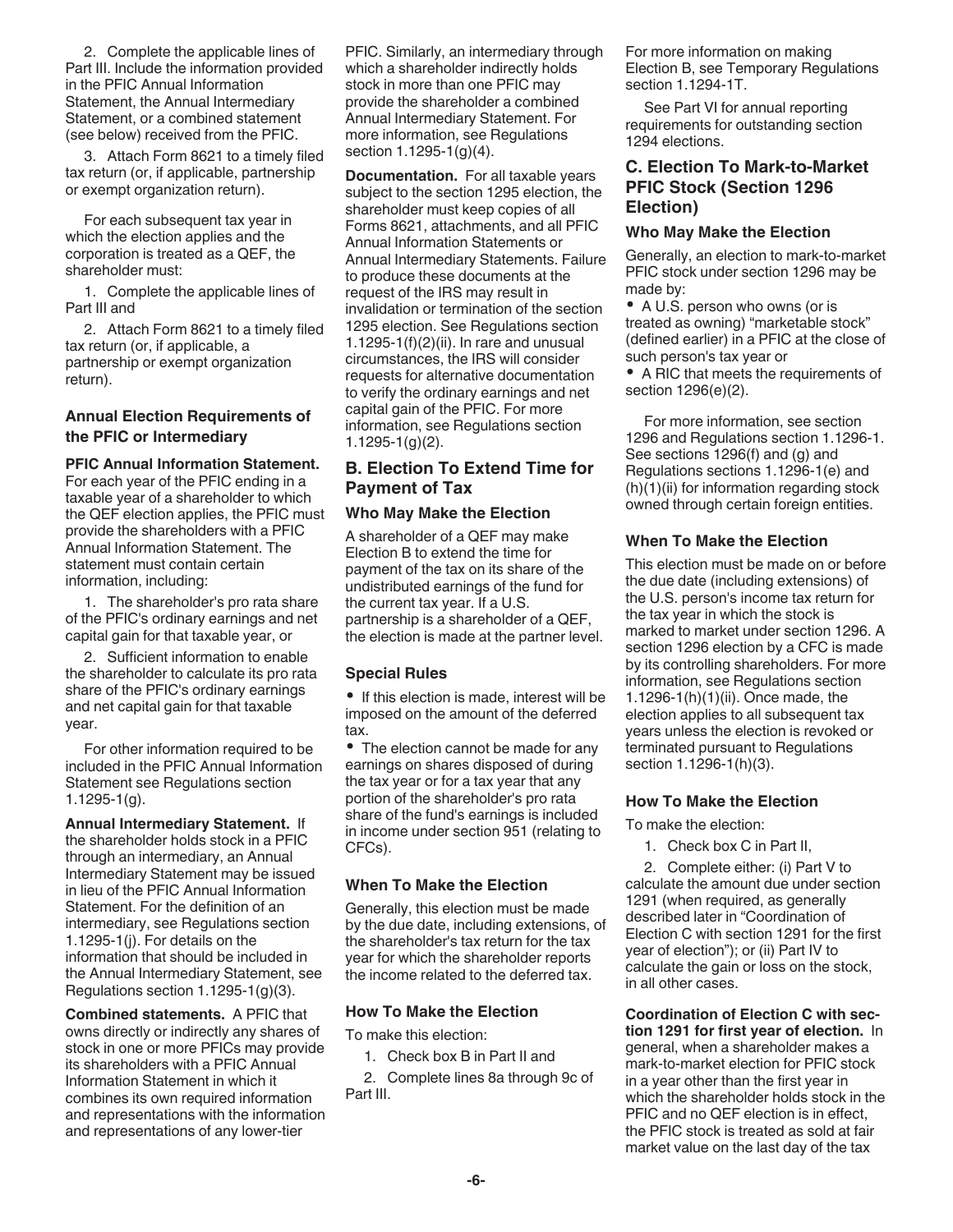2. Complete the applicable lines of Part III. Include the information provided in the PFIC Annual Information Statement, the Annual Intermediary Statement, or a combined statement (see below) received from the PFIC.

3. Attach Form 8621 to a timely filed tax return (or, if applicable, partnership or exempt organization return).

For each subsequent tax year in which the election applies and the corporation is treated as a QEF, the shareholder must:

1. Complete the applicable lines of Part III and

2. Attach Form 8621 to a timely filed tax return (or, if applicable, a partnership or exempt organization return).

### Annual Election Requirements of the PFIC or Intermediary

**PFIC Annual Information Statement.** For each year of the PFIC ending in a taxable year of a shareholder to which the QEF election applies, the PFIC must provide the shareholders with a PFIC Annual Information Statement. The statement must contain certain information, including:

1. The shareholder's pro rata share of the PFIC's ordinary earnings and net capital gain for that taxable year, or

2. Sufficient information to enable the shareholder to calculate its pro rata share of the PFIC's ordinary earnings and net capital gain for that taxable year.

For other information required to be included in the PFIC Annual Information Statement see Regulations section 1.1295-1(g).

**Annual Intermediary Statement.** If the shareholder holds stock in a PFIC through an intermediary, an Annual Intermediary Statement may be issued in lieu of the PFIC Annual Information Statement. For the definition of an intermediary, see Regulations section 1.1295-1(j). For details on the information that should be included in the Annual Intermediary Statement, see Regulations section 1.1295-1(g)(3).

**Combined statements.** A PFIC that owns directly or indirectly any shares of stock in one or more PFICs may provide its shareholders with a PFIC Annual Information Statement in which it combines its own required information and representations with the information and representations of any lower-tier PFIC. Similarly, an intermediary through which a shareholder indirectly holds stock in more than one PFIC may provide the shareholder a combined Annual Intermediary Statement. For more information, see Regulations section 1.1295-1(g)(4).

**Documentation.** For all taxable years subject to the section 1295 election, the shareholder must keep copies of all Forms 8621, attachments, and all PFIC Annual Information Statements or Annual Intermediary Statements. Failure to produce these documents at the request of the IRS may result in invalidation or termination of the section 1295 election. See Regulations section 1.1295-1(f)(2)(ii). In rare and unusual circumstances, the IRS will consider requests for alternative documentation to verify the ordinary earnings and net capital gain of the PFIC. For more information, see Regulations section 1.1295-1(g)(2).

## B. Election To Extend Time for Payment of Tax

### Who May Make the Election

A shareholder of a QEF may make Election B to extend the time for payment of the tax on its share of the undistributed earnings of the fund for the current tax year. If a U.S. partnership is a shareholder of a QEF, the election is made at the partner level.

### Special Rules

- If this election is made, interest will be imposed on the amount of the deferred tax.
- The election cannot be made for any earnings on shares disposed of during the tax year or for a tax year that any portion of the shareholder's pro rata share of the fund's earnings is included in income under section 951 (relating to CFCs).

### When To Make the Election

Generally, this election must be made by the due date, including extensions, of the shareholder's tax return for the tax year for which the shareholder reports the income related to the deferred tax.

### How To Make the Election

To make this election:

1. Check box B in Part II and

2. Complete lines 8a through 9c of Part III.

For more information on making Election B, see Temporary Regulations section 1.1294-1T.

See Part VI for annual reporting requirements for outstanding section 1294 elections.

## C. Election To Mark-to-Market PFIC Stock (Section 1296 Election)

### Who May Make the Election

Generally, an election to mark-to-market PFIC stock under section 1296 may be made by:

- A U.S. person who owns (or is treated as owning) "marketable stock" (defined earlier) in a PFIC at the close of such person's tax year or
- A RIC that meets the requirements of section 1296(e)(2).

For more information, see section 1296 and Regulations section 1.1296-1. See sections 1296(f) and (g) and Regulations sections 1.1296-1(e) and (h)(1)(ii) for information regarding stock owned through certain foreign entities.

### When To Make the Election

This election must be made on or before the due date (including extensions) of the U.S. person's income tax return for the tax year in which the stock is marked to market under section 1296. A section 1296 election by a CFC is made by its controlling shareholders. For more information, see Regulations section 1.1296-1(h)(1)(ii). Once made, the election applies to all subsequent tax years unless the election is revoked or terminated pursuant to Regulations section 1.1296-1(h)(3).

### How To Make the Election

To make the election:

1. Check box C in Part II,

2. Complete either: (i) Part V to calculate the amount due under section 1291 (when required, as generally described later in "Coordination of Election C with section 1291 for the first year of election"); or (ii) Part IV to calculate the gain or loss on the stock, in all other cases.

**Coordination of Election C with section 1291 for first year of election.** In general, when a shareholder makes a mark-to-market election for PFIC stock in a year other than the first year in which the shareholder holds stock in the PFIC and no QEF election is in effect, the PFIC stock is treated as sold at fair market value on the last day of the tax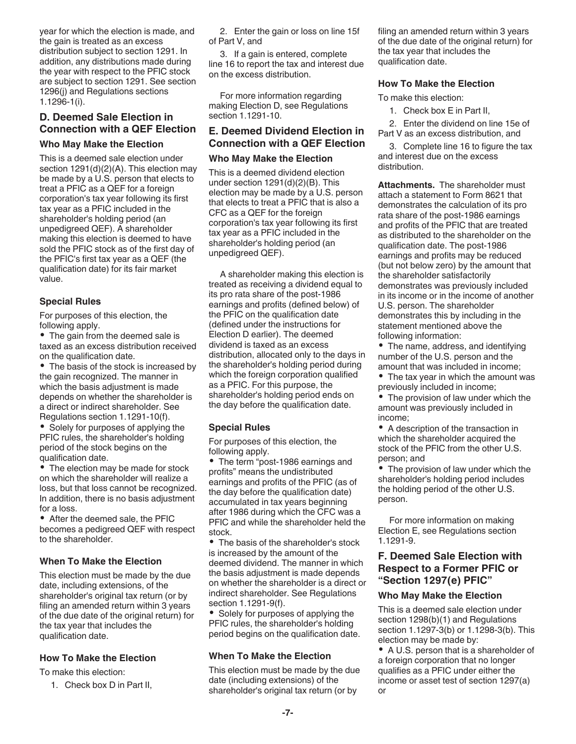year for which the election is made, and the gain is treated as an excess distribution subject to section 1291. In addition, any distributions made during the year with respect to the PFIC stock are subject to section 1291. See section 1296(j) and Regulations sections 1.1296-1(i).

## D. Deemed Sale Election in Connection with a QEF Election

### Who May Make the Election

This is a deemed sale election under section 1291(d)(2)(A). This election may be made by a U.S. person that elects to treat a PFIC as a QEF for a foreign corporation's tax year following its first tax year as a PFIC included in the shareholder's holding period (an unpedigreed QEF). A shareholder making this election is deemed to have sold the PFIC stock as of the first day of the PFIC's first tax year as a QEF (the qualification date) for its fair market value.

### Special Rules

For purposes of this election, the following apply.

- The gain from the deemed sale is taxed as an excess distribution received on the qualification date.
- The basis of the stock is increased by the gain recognized. The manner in which the basis adjustment is made depends on whether the shareholder is a direct or indirect shareholder. See Regulations section 1.1291-10(f).
- Solely for purposes of applying the PFIC rules, the shareholder's holding period of the stock begins on the qualification date.
- The election may be made for stock on which the shareholder will realize a loss, but that loss cannot be recognized. In addition, there is no basis adjustment for a loss.
- After the deemed sale, the PFIC becomes a pedigreed QEF with respect to the shareholder.

### When To Make the Election

This election must be made by the due date, including extensions, of the shareholder's original tax return (or by filing an amended return within 3 years of the due date of the original return) for the tax year that includes the qualification date.

### How To Make the Election

To make this election:

1. Check box D in Part II,
2. Enter the gain or loss on line 15f of Part V, and
3. If a gain is entered, complete line 16 to report the tax and interest due on the excess distribution.

For more information regarding making Election D, see Regulations section 1.1291-10.

## E. Deemed Dividend Election in Connection with a QEF Election

### Who May Make the Election

This is a deemed dividend election under section 1291(d)(2)(B). This election may be made by a U.S. person that elects to treat a PFIC that is also a CFC as a QEF for the foreign corporation's tax year following its first tax year as a PFIC included in the shareholder's holding period (an unpedigreed QEF).

A shareholder making this election is treated as receiving a dividend equal to its pro rata share of the post-1986 earnings and profits (defined below) of the PFIC on the qualification date (defined under the instructions for Election D earlier). The deemed dividend is taxed as an excess distribution, allocated only to the days in the shareholder's holding period during which the foreign corporation qualified as a PFIC. For this purpose, the shareholder's holding period ends on the day before the qualification date.

### Special Rules

For purposes of this election, the following apply.

- The term "post-1986 earnings and profits" means the undistributed earnings and profits of the PFIC (as of the day before the qualification date) accumulated in tax years beginning after 1986 during which the CFC was a PFIC and while the shareholder held the stock.
- The basis of the shareholder's stock is increased by the amount of the deemed dividend. The manner in which the basis adjustment is made depends on whether the shareholder is a direct or indirect shareholder. See Regulations section 1.1291-9(f).
- Solely for purposes of applying the PFIC rules, the shareholder's holding period begins on the qualification date.

### When To Make the Election

This election must be made by the due date (including extensions) of the shareholder's original tax return (or by filing an amended return within 3 years of the due date of the original return) for the tax year that includes the qualification date.

### How To Make the Election

To make this election:

1. Check box E in Part II,
2. Enter the dividend on line 15e of Part V as an excess distribution, and
3. Complete line 16 to figure the tax and interest due on the excess distribution.

**Attachments.** The shareholder must attach a statement to Form 8621 that demonstrates the calculation of its pro rata share of the post-1986 earnings and profits of the PFIC that are treated as distributed to the shareholder on the qualification date. The post-1986 earnings and profits may be reduced (but not below zero) by the amount that the shareholder satisfactorily demonstrates was previously included in its income or in the income of another U.S. person. The shareholder demonstrates this by including in the statement mentioned above the following information:

- The name, address, and identifying number of the U.S. person and the amount that was included in income;
- The tax year in which the amount was previously included in income;
- The provision of law under which the amount was previously included in income;
- A description of the transaction in which the shareholder acquired the stock of the PFIC from the other U.S. person; and
- The provision of law under which the shareholder's holding period includes the holding period of the other U.S. person.

For more information on making Election E, see Regulations section 1.1291-9.

## F. Deemed Sale Election with Respect to a Former PFIC or "Section 1297(e) PFIC"

### Who May Make the Election

This is a deemed sale election under section 1298(b)(1) and Regulations section 1.1297-3(b) or 1.1298-3(b). This election may be made by:

- A U.S. person that is a shareholder of a foreign corporation that no longer qualifies as a PFIC under either the income or asset test of section 1297(a) or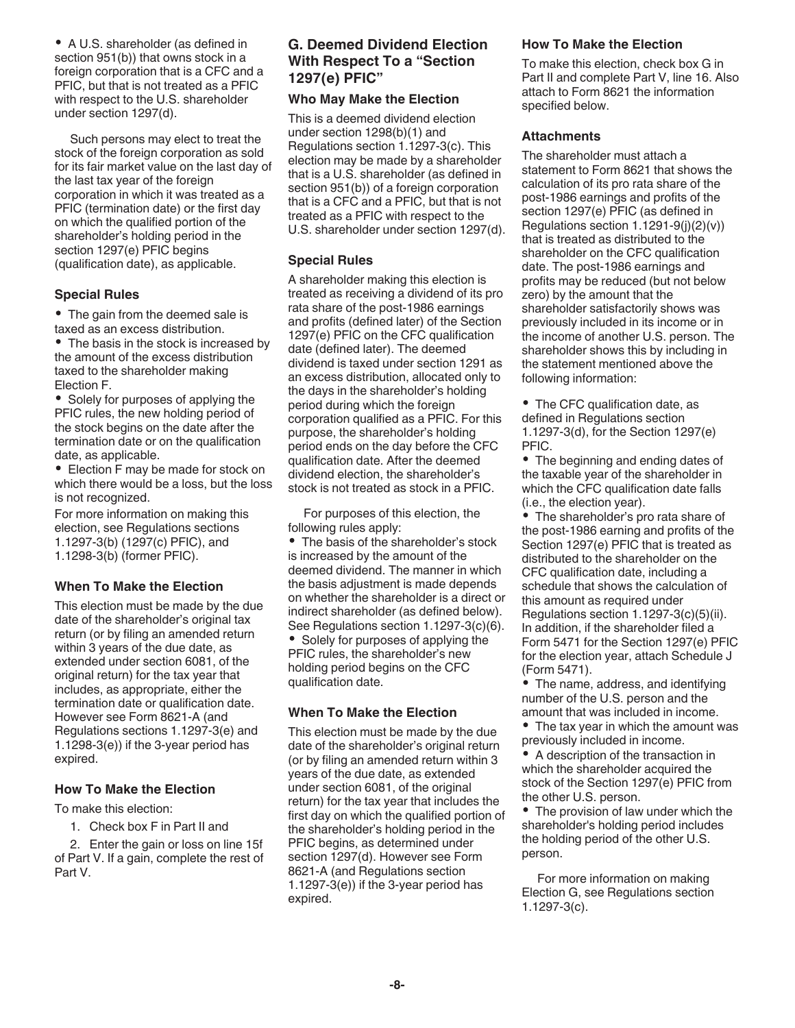- A U.S. shareholder (as defined in section 951(b)) that owns stock in a foreign corporation that is a CFC and a PFIC, but that is not treated as a PFIC with respect to the U.S. shareholder under section 1297(d).

Such persons may elect to treat the stock of the foreign corporation as sold for its fair market value on the last day of the last tax year of the foreign corporation in which it was treated as a PFIC (termination date) or the first day on which the qualified portion of the shareholder's holding period in the section 1297(e) PFIC begins (qualification date), as applicable.

### Special Rules

- The gain from the deemed sale is taxed as an excess distribution.
- The basis in the stock is increased by the amount of the excess distribution taxed to the shareholder making Election F.
- Solely for purposes of applying the PFIC rules, the new holding period of the stock begins on the date after the termination date or on the qualification date, as applicable.
- Election F may be made for stock on which there would be a loss, but the loss is not recognized.

For more information on making this election, see Regulations sections 1.1297-3(b) (1297(c) PFIC), and 1.1298-3(b) (former PFIC).

### When To Make the Election

This election must be made by the due date of the shareholder's original tax return (or by filing an amended return within 3 years of the due date, as extended under section 6081, of the original return) for the tax year that includes, as appropriate, either the termination date or qualification date. However see Form 8621-A (and Regulations sections 1.1297-3(e) and 1.1298-3(e)) if the 3-year period has expired.

### How To Make the Election

To make this election:

1. Check box F in Part II and
2. Enter the gain or loss on line 15f of Part V. If a gain, complete the rest of Part V.

## G. Deemed Dividend Election With Respect To a "Section 1297(e) PFIC"

### Who May Make the Election

This is a deemed dividend election under section 1298(b)(1) and Regulations section 1.1297-3(c). This election may be made by a shareholder that is a U.S. shareholder (as defined in section 951(b)) of a foreign corporation that is a CFC and a PFIC, but that is not treated as a PFIC with respect to the U.S. shareholder under section 1297(d).

### Special Rules

A shareholder making this election is treated as receiving a dividend of its pro rata share of the post-1986 earnings and profits (defined later) of the Section 1297(e) PFIC on the CFC qualification date (defined later). The deemed dividend is taxed under section 1291 as an excess distribution, allocated only to the days in the shareholder's holding period during which the foreign corporation qualified as a PFIC. For this purpose, the shareholder's holding period ends on the day before the CFC qualification date. After the deemed dividend election, the shareholder's stock is not treated as stock in a PFIC.

For purposes of this election, the following rules apply:

- The basis of the shareholder's stock is increased by the amount of the deemed dividend. The manner in which the basis adjustment is made depends on whether the shareholder is a direct or indirect shareholder (as defined below). See Regulations section 1.1297-3(c)(6).
- Solely for purposes of applying the PFIC rules, the shareholder's new holding period begins on the CFC qualification date.

### When To Make the Election

This election must be made by the due date of the shareholder's original return (or by filing an amended return within 3 years of the due date, as extended under section 6081, of the original return) for the tax year that includes the first day on which the qualified portion of the shareholder's holding period in the PFIC begins, as determined under section 1297(d). However see Form 8621-A (and Regulations section 1.1297-3(e)) if the 3-year period has expired.

### How To Make the Election

To make this election, check box G in Part II and complete Part V, line 16. Also attach to Form 8621 the information specified below.

### Attachments

The shareholder must attach a statement to Form 8621 that shows the calculation of its pro rata share of the post-1986 earnings and profits of the section 1297(e) PFIC (as defined in Regulations section 1.1291-9(j)(2)(v)) that is treated as distributed to the shareholder on the CFC qualification date. The post-1986 earnings and profits may be reduced (but not below zero) by the amount that the shareholder satisfactorily shows was previously included in its income or in the income of another U.S. person. The shareholder shows this by including in the statement mentioned above the following information:

- The CFC qualification date, as defined in Regulations section 1.1297-3(d), for the Section 1297(e) PFIC.
- The beginning and ending dates of the taxable year of the shareholder in which the CFC qualification date falls (i.e., the election year).
- The shareholder's pro rata share of the post-1986 earning and profits of the Section 1297(e) PFIC that is treated as distributed to the shareholder on the CFC qualification date, including a schedule that shows the calculation of this amount as required under Regulations section 1.1297-3(c)(5)(ii). In addition, if the shareholder filed a Form 5471 for the Section 1297(e) PFIC for the election year, attach Schedule J (Form 5471).
- The name, address, and identifying number of the U.S. person and the amount that was included in income.
- The tax year in which the amount was previously included in income.
- A description of the transaction in which the shareholder acquired the stock of the Section 1297(e) PFIC from the other U.S. person.
- The provision of law under which the shareholder's holding period includes the holding period of the other U.S. person.

For more information on making Election G, see Regulations section 1.1297-3(c).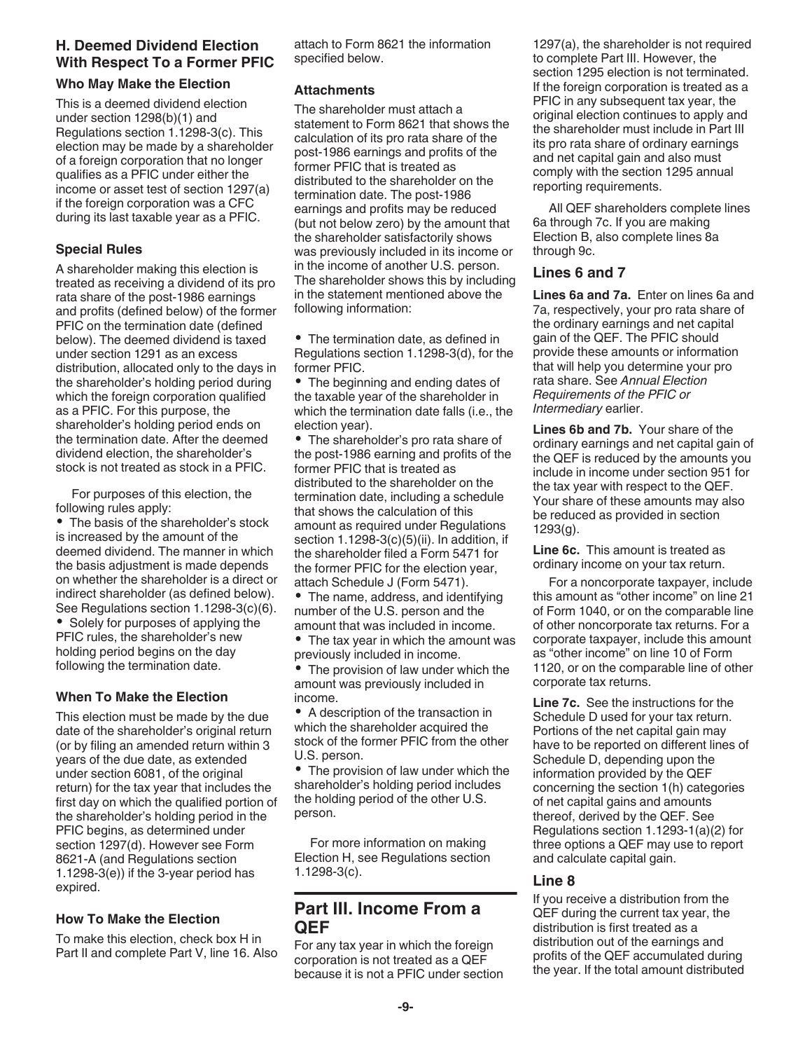### H. Deemed Dividend Election With Respect To a Former PFIC

#### Who May Make the Election

This is a deemed dividend election under section 1298(b)(1) and Regulations section 1.1298-3(c). This election may be made by a shareholder of a foreign corporation that no longer qualifies as a PFIC under either the income or asset test of section 1297(a) if the foreign corporation was a CFC during its last taxable year as a PFIC.

#### Special Rules

A shareholder making this election is treated as receiving a dividend of its pro rata share of the post-1986 earnings and profits (defined below) of the former PFIC on the termination date (defined below). The deemed dividend is taxed under section 1291 as an excess distribution, allocated only to the days in the shareholder's holding period during which the foreign corporation qualified as a PFIC. For this purpose, the shareholder's holding period ends on the termination date. After the deemed dividend election, the shareholder's stock is not treated as stock in a PFIC.

For purposes of this election, the following rules apply:

- The basis of the shareholder's stock is increased by the amount of the deemed dividend. The manner in which the basis adjustment is made depends on whether the shareholder is a direct or indirect shareholder (as defined below). See Regulations section 1.1298-3(c)(6).
- Solely for purposes of applying the PFIC rules, the shareholder's new holding period begins on the day following the termination date.

#### When To Make the Election

This election must be made by the due date of the shareholder's original return (or by filing an amended return within 3 years of the due date, as extended under section 6081, of the original return) for the tax year that includes the first day on which the qualified portion of the shareholder's holding period in the PFIC begins, as determined under section 1297(d). However see Form 8621-A (and Regulations section 1.1298-3(e)) if the 3-year period has expired.

#### How To Make the Election

To make this election, check box H in Part II and complete Part V, line 16. Also attach to Form 8621 the information specified below.

#### Attachments

The shareholder must attach a statement to Form 8621 that shows the calculation of its pro rata share of the post-1986 earnings and profits of the former PFIC that is treated as distributed to the shareholder on the termination date. The post-1986 earnings and profits may be reduced (but not below zero) by the amount that the shareholder satisfactorily shows was previously included in its income or in the income of another U.S. person. The shareholder shows this by including in the statement mentioned above the following information:

- The termination date, as defined in Regulations section 1.1298-3(d), for the former PFIC.
- The beginning and ending dates of the taxable year of the shareholder in which the termination date falls (i.e., the election year).
- The shareholder's pro rata share of the post-1986 earning and profits of the former PFIC that is treated as distributed to the shareholder on the termination date, including a schedule that shows the calculation of this amount as required under Regulations section 1.1298-3(c)(5)(ii). In addition, if the shareholder filed a Form 5471 for the former PFIC for the election year, attach Schedule J (Form 5471).
- The name, address, and identifying number of the U.S. person and the amount that was included in income.
- The tax year in which the amount was previously included in income.
- The provision of law under which the amount was previously included in income.
- A description of the transaction in which the shareholder acquired the stock of the former PFIC from the other U.S. person.
- The provision of law under which the shareholder's holding period includes the holding period of the other U.S. person.

For more information on making Election H, see Regulations section 1.1298-3(c).

## Part III. Income From a QEF

For any tax year in which the foreign corporation is not treated as a QEF because it is not a PFIC under section 1297(a), the shareholder is not required to complete Part III. However, the section 1295 election is not terminated. If the foreign corporation is treated as a PFIC in any subsequent tax year, the original election continues to apply and the shareholder must include in Part III its pro rata share of ordinary earnings and net capital gain and also must comply with the section 1295 annual reporting requirements.

All QEF shareholders complete lines 6a through 7c. If you are making Election B, also complete lines 8a through 9c.

### Lines 6 and 7

**Lines 6a and 7a.** Enter on lines 6a and 7a, respectively, your pro rata share of the ordinary earnings and net capital gain of the QEF. The PFIC should provide these amounts or information that will help you determine your pro rata share. See *Annual Election Requirements of the PFIC or Intermediary* earlier.

**Lines 6b and 7b.** Your share of the ordinary earnings and net capital gain of the QEF is reduced by the amounts you include in income under section 951 for the tax year with respect to the QEF. Your share of these amounts may also be reduced as provided in section 1293(g).

**Line 6c.** This amount is treated as ordinary income on your tax return.

For a noncorporate taxpayer, include this amount as "other income" on line 21 of Form 1040, or on the comparable line of other noncorporate tax returns. For a corporate taxpayer, include this amount as "other income" on line 10 of Form 1120, or on the comparable line of other corporate tax returns.

**Line 7c.** See the instructions for the Schedule D used for your tax return. Portions of the net capital gain may have to be reported on different lines of Schedule D, depending upon the information provided by the QEF concerning the section 1(h) categories of net capital gains and amounts thereof, derived by the QEF. See Regulations section 1.1293-1(a)(2) for three options a QEF may use to report and calculate capital gain.

### Line 8

If you receive a distribution from the QEF during the current tax year, the distribution is first treated as a distribution out of the earnings and profits of the QEF accumulated during the year. If the total amount distributed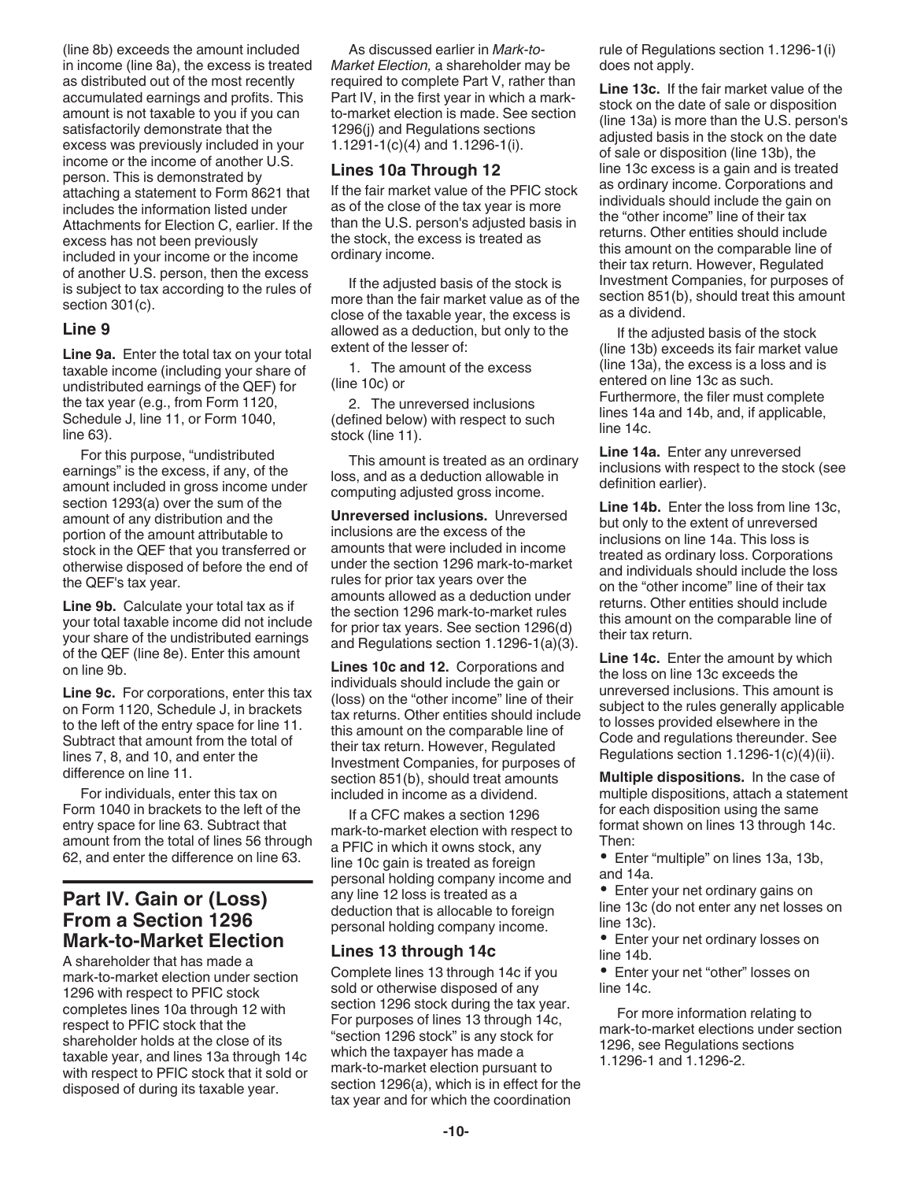(line 8b) exceeds the amount included in income (line 8a), the excess is treated as distributed out of the most recently accumulated earnings and profits. This amount is not taxable to you if you can satisfactorily demonstrate that the excess was previously included in your income or the income of another U.S. person. This is demonstrated by attaching a statement to Form 8621 that includes the information listed under Attachments for Election C, earlier. If the excess has not been previously included in your income or the income of another U.S. person, then the excess is subject to tax according to the rules of section 301(c).

### Line 9

**Line 9a.** Enter the total tax on your total taxable income (including your share of undistributed earnings of the QEF) for the tax year (e.g., from Form 1120, Schedule J, line 11, or Form 1040, line 63).

For this purpose, "undistributed earnings" is the excess, if any, of the amount included in gross income under section 1293(a) over the sum of the amount of any distribution and the portion of the amount attributable to stock in the QEF that you transferred or otherwise disposed of before the end of the QEF's tax year.

**Line 9b.** Calculate your total tax as if your total taxable income did not include your share of the undistributed earnings of the QEF (line 8e). Enter this amount on line 9b.

**Line 9c.** For corporations, enter this tax on Form 1120, Schedule J, in brackets to the left of the entry space for line 11. Subtract that amount from the total of lines 7, 8, and 10, and enter the difference on line 11.

For individuals, enter this tax on Form 1040 in brackets to the left of the entry space for line 63. Subtract that amount from the total of lines 56 through 62, and enter the difference on line 63.

## Part IV. Gain or (Loss) From a Section 1296 Mark-to-Market Election

A shareholder that has made a mark-to-market election under section 1296 with respect to PFIC stock completes lines 10a through 12 with respect to PFIC stock that the shareholder holds at the close of its taxable year, and lines 13a through 14c with respect to PFIC stock that it sold or disposed of during its taxable year.

As discussed earlier in *Mark-to-Market Election,* a shareholder may be required to complete Part V, rather than Part IV, in the first year in which a mark-to-market election is made. See section 1296(j) and Regulations sections 1.1291-1(c)(4) and 1.1296-1(i).

### Lines 10a Through 12

If the fair market value of the PFIC stock as of the close of the tax year is more than the U.S. person's adjusted basis in the stock, the excess is treated as ordinary income.

If the adjusted basis of the stock is more than the fair market value as of the close of the taxable year, the excess is allowed as a deduction, but only to the extent of the lesser of:

1. The amount of the excess (line 10c) or
2. The unreversed inclusions (defined below) with respect to such stock (line 11).

This amount is treated as an ordinary loss, and as a deduction allowable in computing adjusted gross income.

**Unreversed inclusions.** Unreversed inclusions are the excess of the amounts that were included in income under the section 1296 mark-to-market rules for prior tax years over the amounts allowed as a deduction under the section 1296 mark-to-market rules for prior tax years. See section 1296(d) and Regulations section 1.1296-1(a)(3).

**Lines 10c and 12.** Corporations and individuals should include the gain or (loss) on the "other income" line of their tax returns. Other entities should include this amount on the comparable line of their tax return. However, Regulated Investment Companies, for purposes of section 851(b), should treat amounts included in income as a dividend.

If a CFC makes a section 1296 mark-to-market election with respect to a PFIC in which it owns stock, any line 10c gain is treated as foreign personal holding company income and any line 12 loss is treated as a deduction that is allocable to foreign personal holding company income.

### Lines 13 through 14c

Complete lines 13 through 14c if you sold or otherwise disposed of any section 1296 stock during the tax year. For purposes of lines 13 through 14c, "section 1296 stock" is any stock for which the taxpayer has made a mark-to-market election pursuant to section 1296(a), which is in effect for the tax year and for which the coordination rule of Regulations section 1.1296-1(i) does not apply.

**Line 13c.** If the fair market value of the stock on the date of sale or disposition (line 13a) is more than the U.S. person's adjusted basis in the stock on the date of sale or disposition (line 13b), the line 13c excess is a gain and is treated as ordinary income. Corporations and individuals should include the gain on the "other income" line of their tax returns. Other entities should include this amount on the comparable line of their tax return. However, Regulated Investment Companies, for purposes of section 851(b), should treat this amount as a dividend.

If the adjusted basis of the stock (line 13b) exceeds its fair market value (line 13a), the excess is a loss and is entered on line 13c as such. Furthermore, the filer must complete lines 14a and 14b, and, if applicable, line 14c.

**Line 14a.** Enter any unreversed inclusions with respect to the stock (see definition earlier).

**Line 14b.** Enter the loss from line 13c, but only to the extent of unreversed inclusions on line 14a. This loss is treated as ordinary loss. Corporations and individuals should include the loss on the "other income" line of their tax returns. Other entities should include this amount on the comparable line of their tax return.

**Line 14c.** Enter the amount by which the loss on line 13c exceeds the unreversed inclusions. This amount is subject to the rules generally applicable to losses provided elsewhere in the Code and regulations thereunder. See Regulations section 1.1296-1(c)(4)(ii).

**Multiple dispositions.** In the case of multiple dispositions, attach a statement for each disposition using the same format shown on lines 13 through 14c. Then:

- Enter "multiple" on lines 13a, 13b, and 14a.
- Enter your net ordinary gains on line 13c (do not enter any net losses on line 13c).
- Enter your net ordinary losses on line 14b.
- Enter your net "other" losses on line 14c.

For more information relating to mark-to-market elections under section 1296, see Regulations sections 1.1296-1 and 1.1296-2.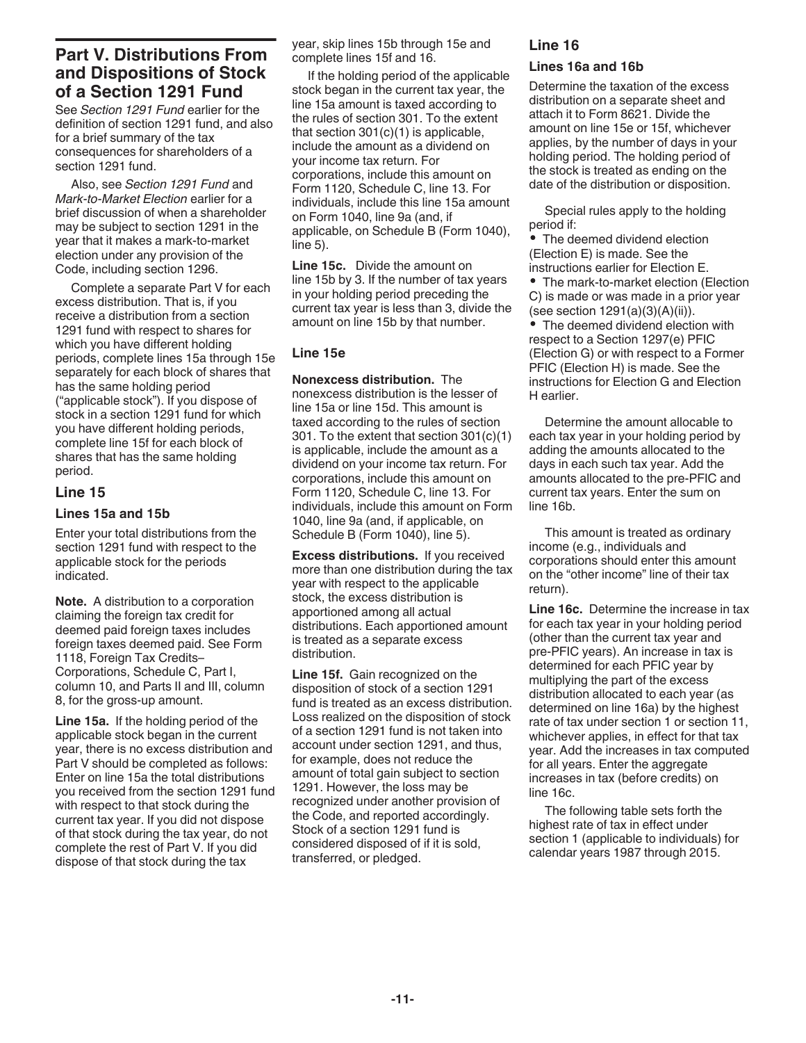## Part V. Distributions From and Dispositions of Stock of a Section 1291 Fund

See *Section 1291 Fund* earlier for the definition of section 1291 fund, and also for a brief summary of the tax consequences for shareholders of a section 1291 fund.

Also, see *Section 1291 Fund* and *Mark-to-Market Election* earlier for a brief discussion of when a shareholder may be subject to section 1291 in the year that it makes a mark-to-market election under any provision of the Code, including section 1296.

Complete a separate Part V for each excess distribution. That is, if you receive a distribution from a section 1291 fund with respect to shares for which you have different holding periods, complete lines 15a through 15e separately for each block of shares that has the same holding period ("applicable stock"). If you dispose of stock in a section 1291 fund for which you have different holding periods, complete line 15f for each block of shares that has the same holding period.

### Line 15

#### Lines 15a and 15b

Enter your total distributions from the section 1291 fund with respect to the applicable stock for the periods indicated.

**Note.** A distribution to a corporation claiming the foreign tax credit for deemed paid foreign taxes includes foreign taxes deemed paid. See Form 1118, Foreign Tax Credits–Corporations, Schedule C, Part I, column 10, and Parts II and III, column 8, for the gross-up amount.

**Line 15a.** If the holding period of the applicable stock began in the current year, there is no excess distribution and Part V should be completed as follows: Enter on line 15a the total distributions you received from the section 1291 fund with respect to that stock during the current tax year. If you did not dispose of that stock during the tax year, do not complete the rest of Part V. If you did dispose of that stock during the tax year, skip lines 15b through 15e and complete lines 15f and 16.

If the holding period of the applicable stock began in the current tax year, the line 15a amount is taxed according to the rules of section 301. To the extent that section 301(c)(1) is applicable, include the amount as a dividend on your income tax return. For corporations, include this amount on Form 1120, Schedule C, line 13. For individuals, include this line 15a amount on Form 1040, line 9a (and, if applicable, on Schedule B (Form 1040), line 5).

**Line 15c.** Divide the amount on line 15b by 3. If the number of tax years in your holding period preceding the current tax year is less than 3, divide the amount on line 15b by that number.

#### Line 15e

**Nonexcess distribution.** The nonexcess distribution is the lesser of line 15a or line 15d. This amount is taxed according to the rules of section 301. To the extent that section 301(c)(1) is applicable, include the amount as a dividend on your income tax return. For corporations, include this amount on Form 1120, Schedule C, line 13. For individuals, include this amount on Form 1040, line 9a (and, if applicable, on Schedule B (Form 1040), line 5).

**Excess distributions.** If you received more than one distribution during the tax year with respect to the applicable stock, the excess distribution is apportioned among all actual distributions. Each apportioned amount is treated as a separate excess distribution.

**Line 15f.** Gain recognized on the disposition of stock of a section 1291 fund is treated as an excess distribution. Loss realized on the disposition of stock of a section 1291 fund is not taken into account under section 1291, and thus, for example, does not reduce the amount of total gain subject to section 1291. However, the loss may be recognized under another provision of the Code, and reported accordingly. Stock of a section 1291 fund is considered disposed of if it is sold, transferred, or pledged.

### Line 16

#### Lines 16a and 16b

Determine the taxation of the excess distribution on a separate sheet and attach it to Form 8621. Divide the amount on line 15e or 15f, whichever applies, by the number of days in your holding period. The holding period of the stock is treated as ending on the date of the distribution or disposition.

Special rules apply to the holding period if:

- The deemed dividend election (Election E) is made. See the instructions earlier for Election E.
- The mark-to-market election (Election C) is made or was made in a prior year (see section 1291(a)(3)(A)(ii)).
- The deemed dividend election with respect to a Section 1297(e) PFIC (Election G) or with respect to a Former PFIC (Election H) is made. See the instructions for Election G and Election H earlier.

Determine the amount allocable to each tax year in your holding period by adding the amounts allocated to the days in each such tax year. Add the amounts allocated to the pre-PFIC and current tax years. Enter the sum on line 16b.

This amount is treated as ordinary income (e.g., individuals and corporations should enter this amount on the "other income" line of their tax return).

**Line 16c.** Determine the increase in tax for each tax year in your holding period (other than the current tax year and pre-PFIC years). An increase in tax is determined for each PFIC year by multiplying the part of the excess distribution allocated to each year (as determined on line 16a) by the highest rate of tax under section 1 or section 11, whichever applies, in effect for that tax year. Add the increases in tax computed for all years. Enter the aggregate increases in tax (before credits) on line 16c.

The following table sets forth the highest rate of tax in effect under section 1 (applicable to individuals) for calendar years 1987 through 2015.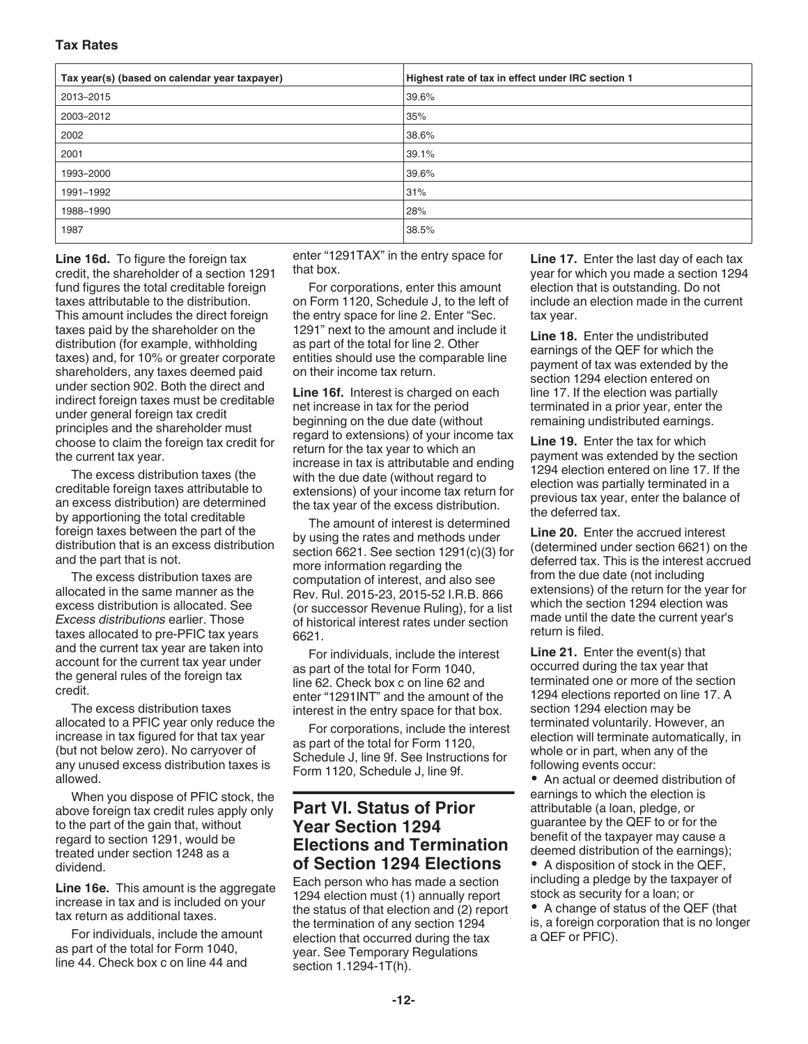**Tax Rates**

| Tax year(s) (based on calendar year taxpayer) | Highest rate of tax in effect under IRC section 1 |
| --- | --- |
| 2013–2015 | 39.6% |
| 2003–2012 | 35% |
| 2002 | 38.6% |
| 2001 | 39.1% |
| 1993–2000 | 39.6% |
| 1991–1992 | 31% |
| 1988–1990 | 28% |
| 1987 | 38.5% |

**Line 16d.** To figure the foreign tax credit, the shareholder of a section 1291 fund figures the total creditable foreign taxes attributable to the distribution. This amount includes the direct foreign taxes paid by the shareholder on the distribution (for example, withholding taxes) and, for 10% or greater corporate shareholders, any taxes deemed paid under section 902. Both the direct and indirect foreign taxes must be creditable under general foreign tax credit principles and the shareholder must choose to claim the foreign tax credit for the current tax year.

The excess distribution taxes (the creditable foreign taxes attributable to an excess distribution) are determined by apportioning the total creditable foreign taxes between the part of the distribution that is an excess distribution and the part that is not.

The excess distribution taxes are allocated in the same manner as the excess distribution is allocated. See *Excess distributions* earlier. Those taxes allocated to pre-PFIC tax years and the current tax year are taken into account for the current tax year under the general rules of the foreign tax credit.

The excess distribution taxes allocated to a PFIC year only reduce the increase in tax figured for that tax year (but not below zero). No carryover of any unused excess distribution taxes is allowed.

When you dispose of PFIC stock, the above foreign tax credit rules apply only to the part of the gain that, without regard to section 1291, would be treated under section 1248 as a dividend.

**Line 16e.** This amount is the aggregate increase in tax and is included on your tax return as additional taxes.

For individuals, include the amount as part of the total for Form 1040, line 44. Check box c on line 44 and enter "1291TAX" in the entry space for that box.

For corporations, enter this amount on Form 1120, Schedule J, to the left of the entry space for line 2. Enter "Sec. 1291" next to the amount and include it as part of the total for line 2. Other entities should use the comparable line on their income tax return.

**Line 16f.** Interest is charged on each net increase in tax for the period beginning on the due date (without regard to extensions) of your income tax return for the tax year to which an increase in tax is attributable and ending with the due date (without regard to extensions) of your income tax return for the tax year of the excess distribution.

The amount of interest is determined by using the rates and methods under section 6621. See section 1291(c)(3) for more information regarding the computation of interest, and also see Rev. Rul. 2015-23, 2015-52 I.R.B. 866 (or successor Revenue Ruling), for a list of historical interest rates under section 6621.

For individuals, include the interest as part of the total for Form 1040, line 62. Check box c on line 62 and enter "1291INT" and the amount of the interest in the entry space for that box.

For corporations, include the interest as part of the total for Form 1120, Schedule J, line 9f. See Instructions for Form 1120, Schedule J, line 9f.

## Part VI. Status of Prior Year Section 1294 Elections and Termination of Section 1294 Elections

Each person who has made a section 1294 election must (1) annually report the status of that election and (2) report the termination of any section 1294 election that occurred during the tax year. See Temporary Regulations section 1.1294-1T(h).

**Line 17.** Enter the last day of each tax year for which you made a section 1294 election that is outstanding. Do not include an election made in the current tax year.

**Line 18.** Enter the undistributed earnings of the QEF for which the payment of tax was extended by the section 1294 election entered on line 17. If the election was partially terminated in a prior year, enter the remaining undistributed earnings.

**Line 19.** Enter the tax for which payment was extended by the section 1294 election entered on line 17. If the election was partially terminated in a previous tax year, enter the balance of the deferred tax.

**Line 20.** Enter the accrued interest (determined under section 6621) on the deferred tax. This is the interest accrued from the due date (not including extensions) of the return for the year for which the section 1294 election was made until the date the current year's return is filed.

**Line 21.** Enter the event(s) that occurred during the tax year that terminated one or more of the section 1294 elections reported on line 17. A section 1294 election may be terminated voluntarily. However, an election will terminate automatically, in whole or in part, when any of the following events occur:

- An actual or deemed distribution of earnings to which the election is attributable (a loan, pledge, or guarantee by the QEF to or for the benefit of the taxpayer may cause a deemed distribution of the earnings);
- A disposition of stock in the QEF, including a pledge by the taxpayer of stock as security for a loan; or
- A change of status of the QEF (that is, a foreign corporation that is no longer a QEF or PFIC).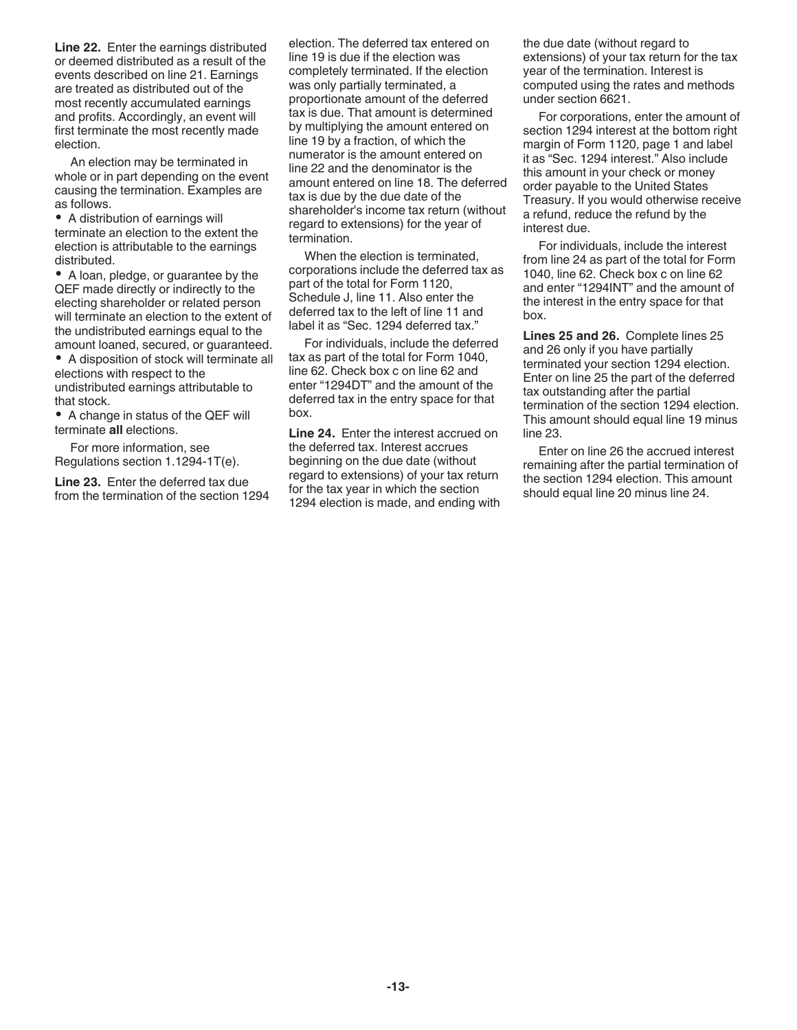**Line 22.** Enter the earnings distributed or deemed distributed as a result of the events described on line 21. Earnings are treated as distributed out of the most recently accumulated earnings and profits. Accordingly, an event will first terminate the most recently made election.

An election may be terminated in whole or in part depending on the event causing the termination. Examples are as follows.

- A distribution of earnings will terminate an election to the extent the election is attributable to the earnings distributed.
- A loan, pledge, or guarantee by the QEF made directly or indirectly to the electing shareholder or related person will terminate an election to the extent of the undistributed earnings equal to the amount loaned, secured, or guaranteed.
- A disposition of stock will terminate all elections with respect to the undistributed earnings attributable to that stock.
- A change in status of the QEF will terminate **all** elections.

For more information, see Regulations section 1.1294-1T(e).

**Line 23.** Enter the deferred tax due from the termination of the section 1294 election. The deferred tax entered on line 19 is due if the election was completely terminated. If the election was only partially terminated, a proportionate amount of the deferred tax is due. That amount is determined by multiplying the amount entered on line 19 by a fraction, of which the numerator is the amount entered on line 22 and the denominator is the amount entered on line 18. The deferred tax is due by the due date of the shareholder's income tax return (without regard to extensions) for the year of termination.

When the election is terminated, corporations include the deferred tax as part of the total for Form 1120, Schedule J, line 11. Also enter the deferred tax to the left of line 11 and label it as "Sec. 1294 deferred tax."

For individuals, include the deferred tax as part of the total for Form 1040, line 62. Check box c on line 62 and enter "1294DT" and the amount of the deferred tax in the entry space for that box.

**Line 24.** Enter the interest accrued on the deferred tax. Interest accrues beginning on the due date (without regard to extensions) of your tax return for the tax year in which the section 1294 election is made, and ending with the due date (without regard to extensions) of your tax return for the tax year of the termination. Interest is computed using the rates and methods under section 6621.

For corporations, enter the amount of section 1294 interest at the bottom right margin of Form 1120, page 1 and label it as "Sec. 1294 interest." Also include this amount in your check or money order payable to the United States Treasury. If you would otherwise receive a refund, reduce the refund by the interest due.

For individuals, include the interest from line 24 as part of the total for Form 1040, line 62. Check box c on line 62 and enter "1294INT" and the amount of the interest in the entry space for that box.

**Lines 25 and 26.** Complete lines 25 and 26 only if you have partially terminated your section 1294 election. Enter on line 25 the part of the deferred tax outstanding after the partial termination of the section 1294 election. This amount should equal line 19 minus line 23.

Enter on line 26 the accrued interest remaining after the partial termination of the section 1294 election. This amount should equal line 20 minus line 24.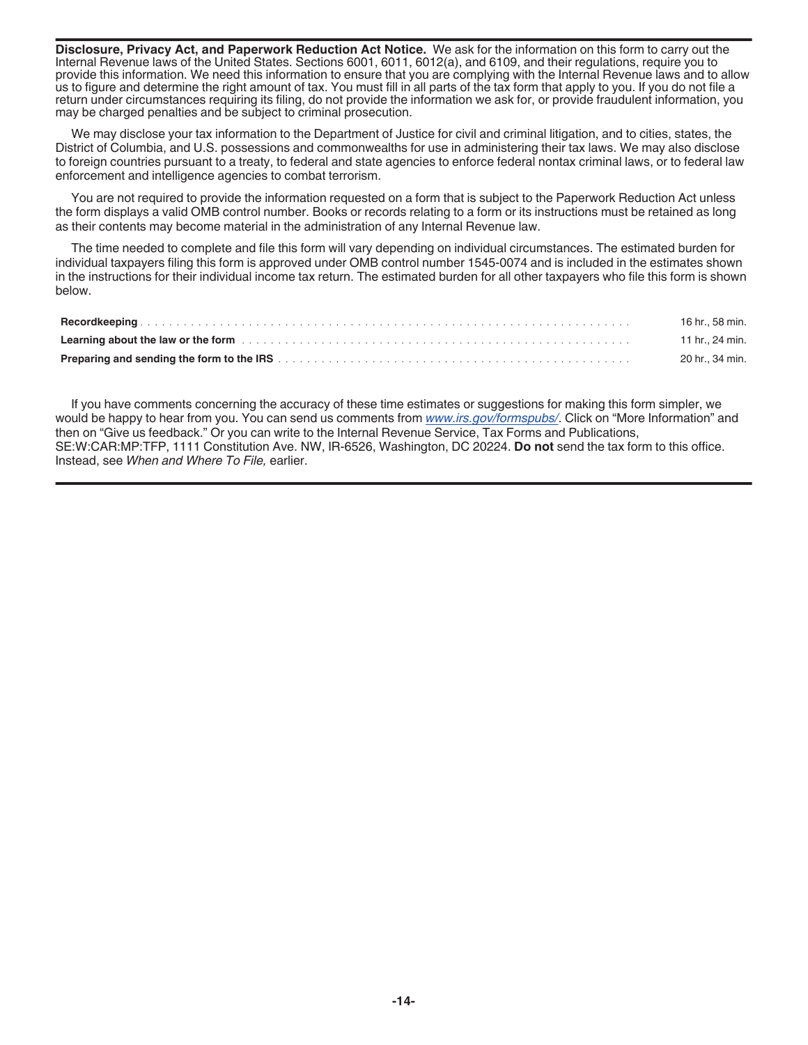**Disclosure, Privacy Act, and Paperwork Reduction Act Notice.** We ask for the information on this form to carry out the Internal Revenue laws of the United States. Sections 6001, 6011, 6012(a), and 6109, and their regulations, require you to provide this information. We need this information to ensure that you are complying with the Internal Revenue laws and to allow us to figure and determine the right amount of tax. You must fill in all parts of the tax form that apply to you. If you do not file a return under circumstances requiring its filing, do not provide the information we ask for, or provide fraudulent information, you may be charged penalties and be subject to criminal prosecution.

We may disclose your tax information to the Department of Justice for civil and criminal litigation, and to cities, states, the District of Columbia, and U.S. possessions and commonwealths for use in administering their tax laws. We may also disclose to foreign countries pursuant to a treaty, to federal and state agencies to enforce federal nontax criminal laws, or to federal law enforcement and intelligence agencies to combat terrorism.

You are not required to provide the information requested on a form that is subject to the Paperwork Reduction Act unless the form displays a valid OMB control number. Books or records relating to a form or its instructions must be retained as long as their contents may become material in the administration of any Internal Revenue law.

The time needed to complete and file this form will vary depending on individual circumstances. The estimated burden for individual taxpayers filing this form is approved under OMB control number 1545-0074 and is included in the estimates shown in the instructions for their individual income tax return. The estimated burden for all other taxpayers who file this form is shown below.

| | |
|---|---|
| **Recordkeeping** | 16 hr., 58 min. |
| **Learning about the law or the form** | 11 hr., 24 min. |
| **Preparing and sending the form to the IRS** | 20 hr., 34 min. |

If you have comments concerning the accuracy of these time estimates or suggestions for making this form simpler, we would be happy to hear from you. You can send us comments from *www.irs.gov/formspubs/*. Click on "More Information" and then on "Give us feedback." Or you can write to the Internal Revenue Service, Tax Forms and Publications, SE:W:CAR:MP:TFP, 1111 Constitution Ave. NW, IR-6526, Washington, DC 20224. **Do not** send the tax form to this office. Instead, see *When and Where To File,* earlier.